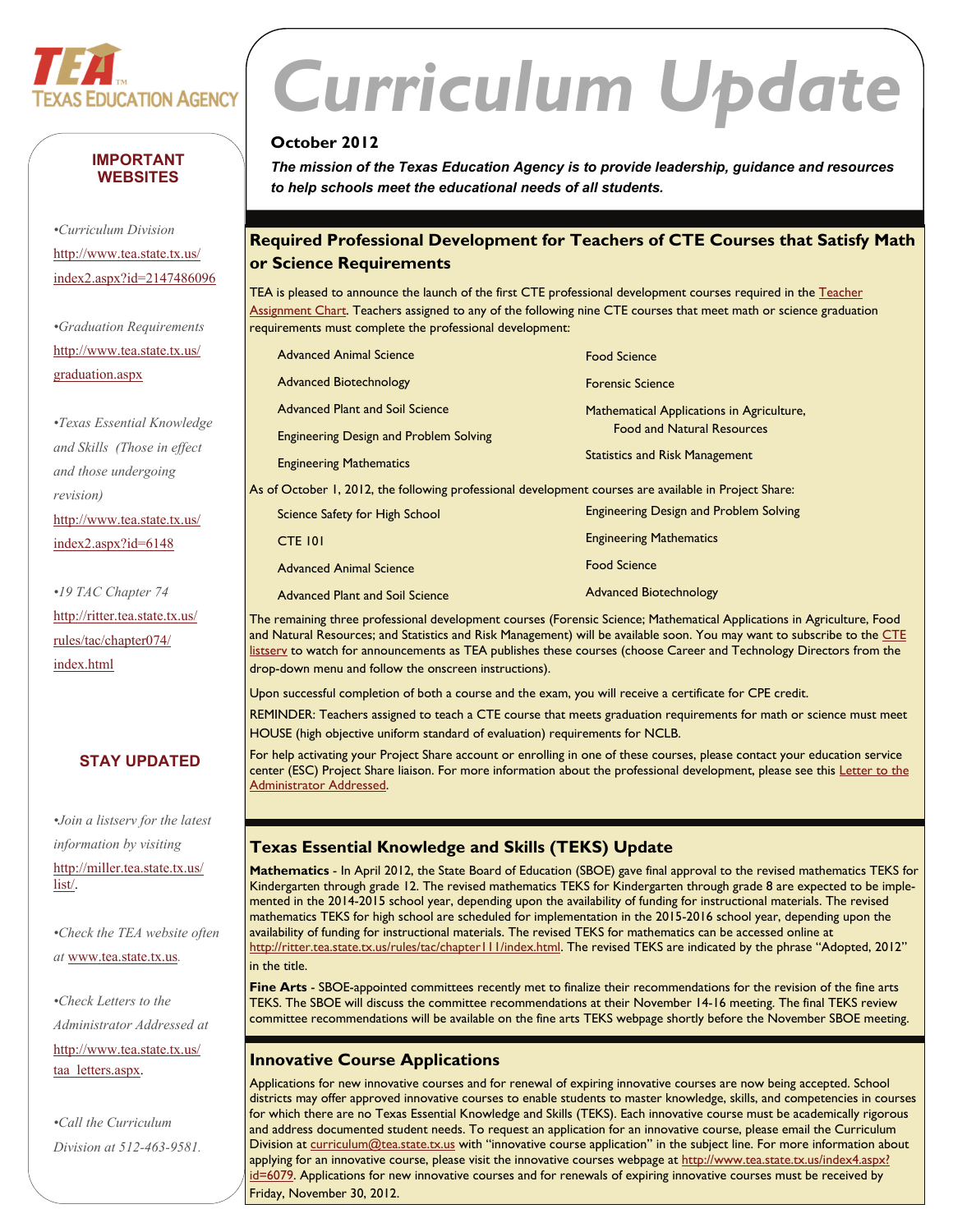# Curriculum Update

**October 2012**

***The mission of the Texas Education Agency is to provide leadership, guidance and resources to help schools meet the educational needs of all students.***

## Required Professional Development for Teachers of CTE Courses that Satisfy Math or Science Requirements

TEA is pleased to announce the launch of the first CTE professional development courses required in the Teacher Assignment Chart. Teachers assigned to any of the following nine CTE courses that meet math or science graduation requirements must complete the professional development:

- Advanced Animal Science
- Advanced Biotechnology
- Advanced Plant and Soil Science
- Engineering Design and Problem Solving
- Engineering Mathematics
- Food Science
- Forensic Science
- Mathematical Applications in Agriculture, Food and Natural Resources
- Statistics and Risk Management

As of October 1, 2012, the following professional development courses are available in Project Share:

- Science Safety for High School
- CTE 101
- Advanced Animal Science
- Advanced Plant and Soil Science
- Engineering Design and Problem Solving
- Engineering Mathematics
- Food Science
- Advanced Biotechnology

The remaining three professional development courses (Forensic Science; Mathematical Applications in Agriculture, Food and Natural Resources; and Statistics and Risk Management) will be available soon. You may want to subscribe to the CTE listserv to watch for announcements as TEA publishes these courses (choose Career and Technology Directors from the drop-down menu and follow the onscreen instructions).

Upon successful completion of both a course and the exam, you will receive a certificate for CPE credit.

REMINDER: Teachers assigned to teach a CTE course that meets graduation requirements for math or science must meet HOUSE (high objective uniform standard of evaluation) requirements for NCLB.

For help activating your Project Share account or enrolling in one of these courses, please contact your education service center (ESC) Project Share liaison. For more information about the professional development, please see this Letter to the Administrator Addressed.

## Texas Essential Knowledge and Skills (TEKS) Update

**Mathematics** - In April 2012, the State Board of Education (SBOE) gave final approval to the revised mathematics TEKS for Kindergarten through grade 12. The revised mathematics TEKS for Kindergarten through grade 8 are expected to be implemented in the 2014-2015 school year, depending upon the availability of funding for instructional materials. The revised mathematics TEKS for high school are scheduled for implementation in the 2015-2016 school year, depending upon the availability of funding for instructional materials. The revised TEKS for mathematics can be accessed online at http://ritter.tea.state.tx.us/rules/tac/chapter111/index.html. The revised TEKS are indicated by the phrase "Adopted, 2012" in the title.

**Fine Arts** - SBOE-appointed committees recently met to finalize their recommendations for the revision of the fine arts TEKS. The SBOE will discuss the committee recommendations at their November 14-16 meeting. The final TEKS review committee recommendations will be available on the fine arts TEKS webpage shortly before the November SBOE meeting.

## Innovative Course Applications

Applications for new innovative courses and for renewal of expiring innovative courses are now being accepted. School districts may offer approved innovative courses to enable students to master knowledge, skills, and competencies in courses for which there are no Texas Essential Knowledge and Skills (TEKS). Each innovative course must be academically rigorous and address documented student needs. To request an application for an innovative course, please email the Curriculum Division at curriculum@tea.state.tx.us with "innovative course application" in the subject line. For more information about applying for an innovative course, please visit the innovative courses webpage at http://www.tea.state.tx.us/index4.aspx?id=6079. Applications for new innovative courses and for renewals of expiring innovative courses must be received by Friday, November 30, 2012.

## IMPORTANT WEBSITES

- *Curriculum Division* http://www.tea.state.tx.us/index2.aspx?id=2147486096
- *Graduation Requirements* http://www.tea.state.tx.us/graduation.aspx
- *Texas Essential Knowledge and Skills (Those in effect and those undergoing revision)* http://www.tea.state.tx.us/index2.aspx?id=6148
- *19 TAC Chapter 74* http://ritter.tea.state.tx.us/rules/tac/chapter074/index.html

## STAY UPDATED

- *Join a listserv for the latest information by visiting* http://miller.tea.state.tx.us/list/.
- *Check the TEA website often at* www.tea.state.tx.us.
- *Check Letters to the Administrator Addressed at* http://www.tea.state.tx.us/taa_letters.aspx.
- *Call the Curriculum Division at 512-463-9581.*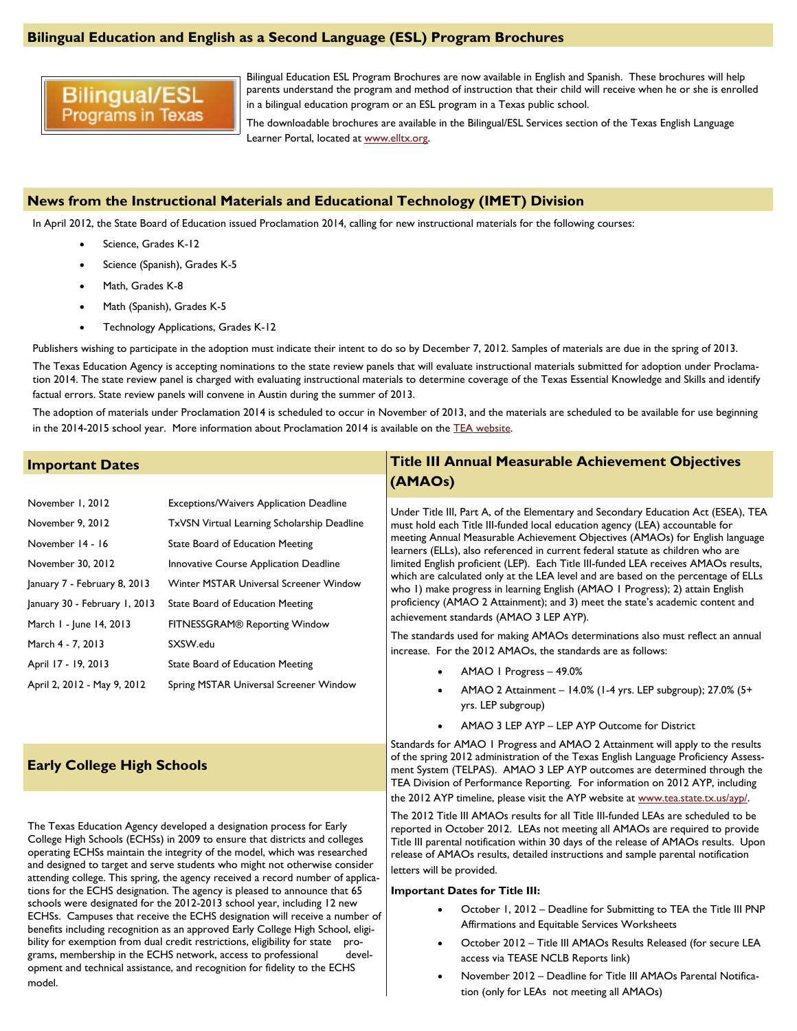## Bilingual Education and English as a Second Language (ESL) Program Brochures

Bilingual/ESL Programs in Texas

Bilingual Education ESL Program Brochures are now available in English and Spanish. These brochures will help parents understand the program and method of instruction that their child will receive when he or she is enrolled in a bilingual education program or an ESL program in a Texas public school.

The downloadable brochures are available in the Bilingual/ESL Services section of the Texas English Language Learner Portal, located at www.elltx.org.

## News from the Instructional Materials and Educational Technology (IMET) Division

In April 2012, the State Board of Education issued Proclamation 2014, calling for new instructional materials for the following courses:

- Science, Grades K-12
- Science (Spanish), Grades K-5
- Math, Grades K-8
- Math (Spanish), Grades K-5
- Technology Applications, Grades K-12

Publishers wishing to participate in the adoption must indicate their intent to do so by December 7, 2012. Samples of materials are due in the spring of 2013.

The Texas Education Agency is accepting nominations to the state review panels that will evaluate instructional materials submitted for adoption under Proclamation 2014. The state review panel is charged with evaluating instructional materials to determine coverage of the Texas Essential Knowledge and Skills and identify factual errors. State review panels will convene in Austin during the summer of 2013.

The adoption of materials under Proclamation 2014 is scheduled to occur in November of 2013, and the materials are scheduled to be available for use beginning in the 2014-2015 school year. More information about Proclamation 2014 is available on the TEA website.

## Important Dates

| Date | Event |
|---|---|
| November 1, 2012 | Exceptions/Waivers Application Deadline |
| November 9, 2012 | TxVSN Virtual Learning Scholarship Deadline |
| November 14 - 16 | State Board of Education Meeting |
| November 30, 2012 | Innovative Course Application Deadline |
| January 7 - February 8, 2013 | Winter MSTAR Universal Screener Window |
| January 30 - February 1, 2013 | State Board of Education Meeting |
| March 1 - June 14, 2013 | FITNESSGRAM® Reporting Window |
| March 4 - 7, 2013 | SXSW.edu |
| April 17 - 19, 2013 | State Board of Education Meeting |
| April 2, 2012 - May 9, 2012 | Spring MSTAR Universal Screener Window |

## Early College High Schools

The Texas Education Agency developed a designation process for Early College High Schools (ECHSs) in 2009 to ensure that districts and colleges operating ECHSs maintain the integrity of the model, which was researched and designed to target and serve students who might not otherwise consider attending college. This spring, the agency received a record number of applications for the ECHS designation. The agency is pleased to announce that 65 schools were designated for the 2012-2013 school year, including 12 new ECHSs. Campuses that receive the ECHS designation will receive a number of benefits including recognition as an approved Early College High School, eligibility for exemption from dual credit restrictions, eligibility for state programs, membership in the ECHS network, access to professional development and technical assistance, and recognition for fidelity to the ECHS model.

## Title III Annual Measurable Achievement Objectives (AMAOs)

Under Title III, Part A, of the Elementary and Secondary Education Act (ESEA), TEA must hold each Title III-funded local education agency (LEA) accountable for meeting Annual Measurable Achievement Objectives (AMAOs) for English language learners (ELLs), also referenced in current federal statute as children who are limited English proficient (LEP). Each Title III-funded LEA receives AMAOs results, which are calculated only at the LEA level and are based on the percentage of ELLs who 1) make progress in learning English (AMAO 1 Progress); 2) attain English proficiency (AMAO 2 Attainment); and 3) meet the state's academic content and achievement standards (AMAO 3 LEP AYP).

The standards used for making AMAOs determinations also must reflect an annual increase. For the 2012 AMAOs, the standards are as follows:

- AMAO 1 Progress – 49.0%
- AMAO 2 Attainment – 14.0% (1-4 yrs. LEP subgroup); 27.0% (5+ yrs. LEP subgroup)
- AMAO 3 LEP AYP – LEP AYP Outcome for District

Standards for AMAO 1 Progress and AMAO 2 Attainment will apply to the results of the spring 2012 administration of the Texas English Language Proficiency Assessment System (TELPAS). AMAO 3 LEP AYP outcomes are determined through the TEA Division of Performance Reporting. For information on 2012 AYP, including the 2012 AYP timeline, please visit the AYP website at www.tea.state.tx.us/ayp/.

The 2012 Title III AMAOs results for all Title III-funded LEAs are scheduled to be reported in October 2012. LEAs not meeting all AMAOs are required to provide Title III parental notification within 30 days of the release of AMAOs results. Upon release of AMAOs results, detailed instructions and sample parental notification letters will be provided.

**Important Dates for Title III:**

- October 1, 2012 – Deadline for Submitting to TEA the Title III PNP Affirmations and Equitable Services Worksheets
- October 2012 – Title III AMAOs Results Released (for secure LEA access via TEASE NCLB Reports link)
- November 2012 – Deadline for Title III AMAOs Parental Notification (only for LEAs not meeting all AMAOs)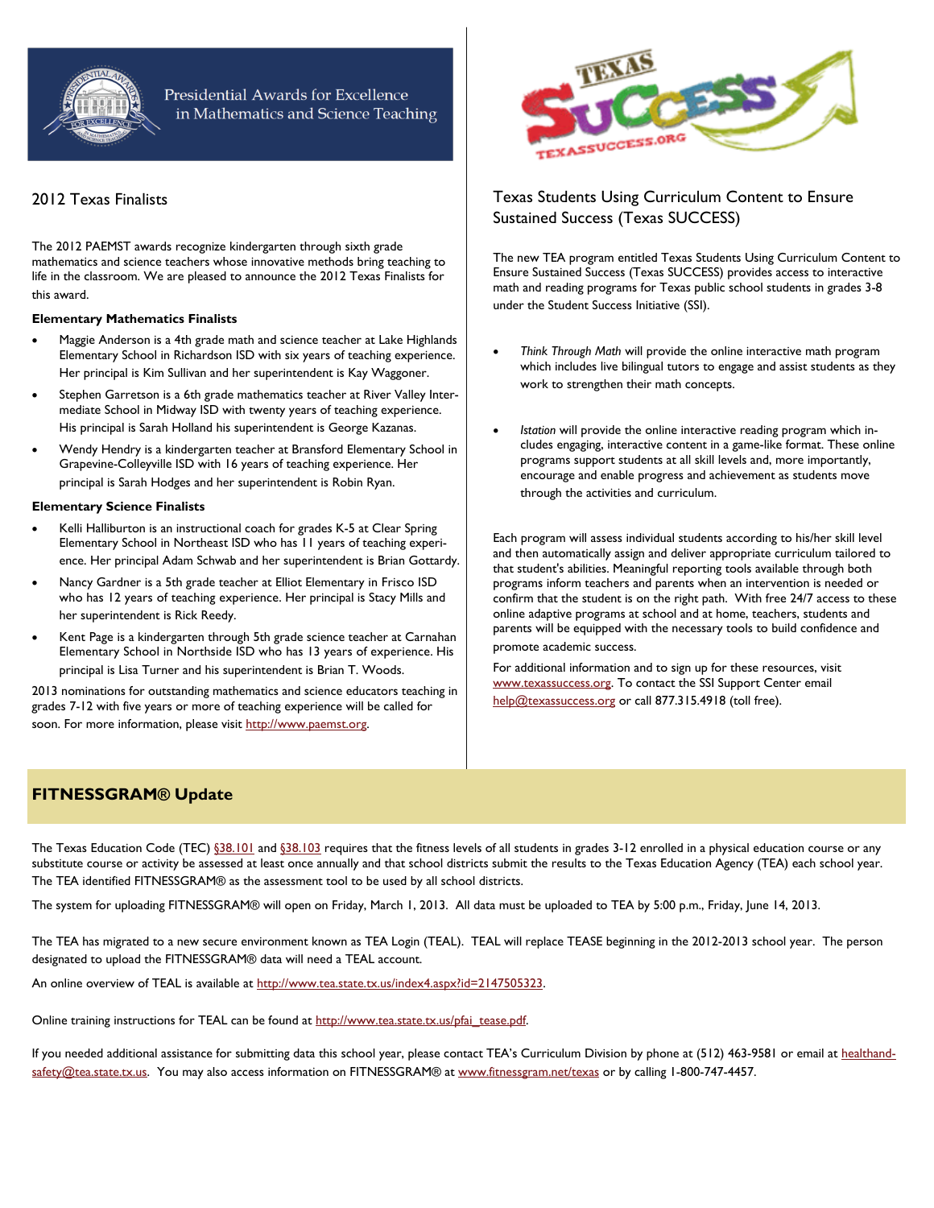Presidential Awards for Excellence in Mathematics and Science Teaching

## 2012 Texas Finalists

The 2012 PAEMST awards recognize kindergarten through sixth grade mathematics and science teachers whose innovative methods bring teaching to life in the classroom. We are pleased to announce the 2012 Texas Finalists for this award.

**Elementary Mathematics Finalists**

- Maggie Anderson is a 4th grade math and science teacher at Lake Highlands Elementary School in Richardson ISD with six years of teaching experience. Her principal is Kim Sullivan and her superintendent is Kay Waggoner.
- Stephen Garretson is a 6th grade mathematics teacher at River Valley Intermediate School in Midway ISD with twenty years of teaching experience. His principal is Sarah Holland his superintendent is George Kazanas.
- Wendy Hendry is a kindergarten teacher at Bransford Elementary School in Grapevine-Colleyville ISD with 16 years of teaching experience. Her principal is Sarah Hodges and her superintendent is Robin Ryan.

**Elementary Science Finalists**

- Kelli Halliburton is an instructional coach for grades K-5 at Clear Spring Elementary School in Northeast ISD who has 11 years of teaching experience. Her principal Adam Schwab and her superintendent is Brian Gottardy.
- Nancy Gardner is a 5th grade teacher at Elliot Elementary in Frisco ISD who has 12 years of teaching experience. Her principal is Stacy Mills and her superintendent is Rick Reedy.
- Kent Page is a kindergarten through 5th grade science teacher at Carnahan Elementary School in Northside ISD who has 13 years of experience. His principal is Lisa Turner and his superintendent is Brian T. Woods.

2013 nominations for outstanding mathematics and science educators teaching in grades 7-12 with five years or more of teaching experience will be called for soon. For more information, please visit http://www.paemst.org.

TEXAS SUCCESS
TEXASSUCCESS.ORG

## Texas Students Using Curriculum Content to Ensure Sustained Success (Texas SUCCESS)

The new TEA program entitled Texas Students Using Curriculum Content to Ensure Sustained Success (Texas SUCCESS) provides access to interactive math and reading programs for Texas public school students in grades 3-8 under the Student Success Initiative (SSI).

- *Think Through Math* will provide the online interactive math program which includes live bilingual tutors to engage and assist students as they work to strengthen their math concepts.
- *Istation* will provide the online interactive reading program which includes engaging, interactive content in a game-like format. These online programs support students at all skill levels and, more importantly, encourage and enable progress and achievement as students move through the activities and curriculum.

Each program will assess individual students according to his/her skill level and then automatically assign and deliver appropriate curriculum tailored to that student's abilities. Meaningful reporting tools available through both programs inform teachers and parents when an intervention is needed or confirm that the student is on the right path. With free 24/7 access to these online adaptive programs at school and at home, teachers, students and parents will be equipped with the necessary tools to build confidence and promote academic success.

For additional information and to sign up for these resources, visit www.texassuccess.org. To contact the SSI Support Center email help@texassuccess.org or call 877.315.4918 (toll free).

## FITNESSGRAM® Update

The Texas Education Code (TEC) §38.101 and §38.103 requires that the fitness levels of all students in grades 3-12 enrolled in a physical education course or any substitute course or activity be assessed at least once annually and that school districts submit the results to the Texas Education Agency (TEA) each school year. The TEA identified FITNESSGRAM® as the assessment tool to be used by all school districts.

The system for uploading FITNESSGRAM® will open on Friday, March 1, 2013. All data must be uploaded to TEA by 5:00 p.m., Friday, June 14, 2013.

The TEA has migrated to a new secure environment known as TEA Login (TEAL). TEAL will replace TEASE beginning in the 2012-2013 school year. The person designated to upload the FITNESSGRAM® data will need a TEAL account.

An online overview of TEAL is available at http://www.tea.state.tx.us/index4.aspx?id=2147505323.

Online training instructions for TEAL can be found at http://www.tea.state.tx.us/pfai_tease.pdf.

If you needed additional assistance for submitting data this school year, please contact TEA's Curriculum Division by phone at (512) 463-9581 or email at healthand-safety@tea.state.tx.us. You may also access information on FITNESSGRAM® at www.fitnessgram.net/texas or by calling 1-800-747-4457.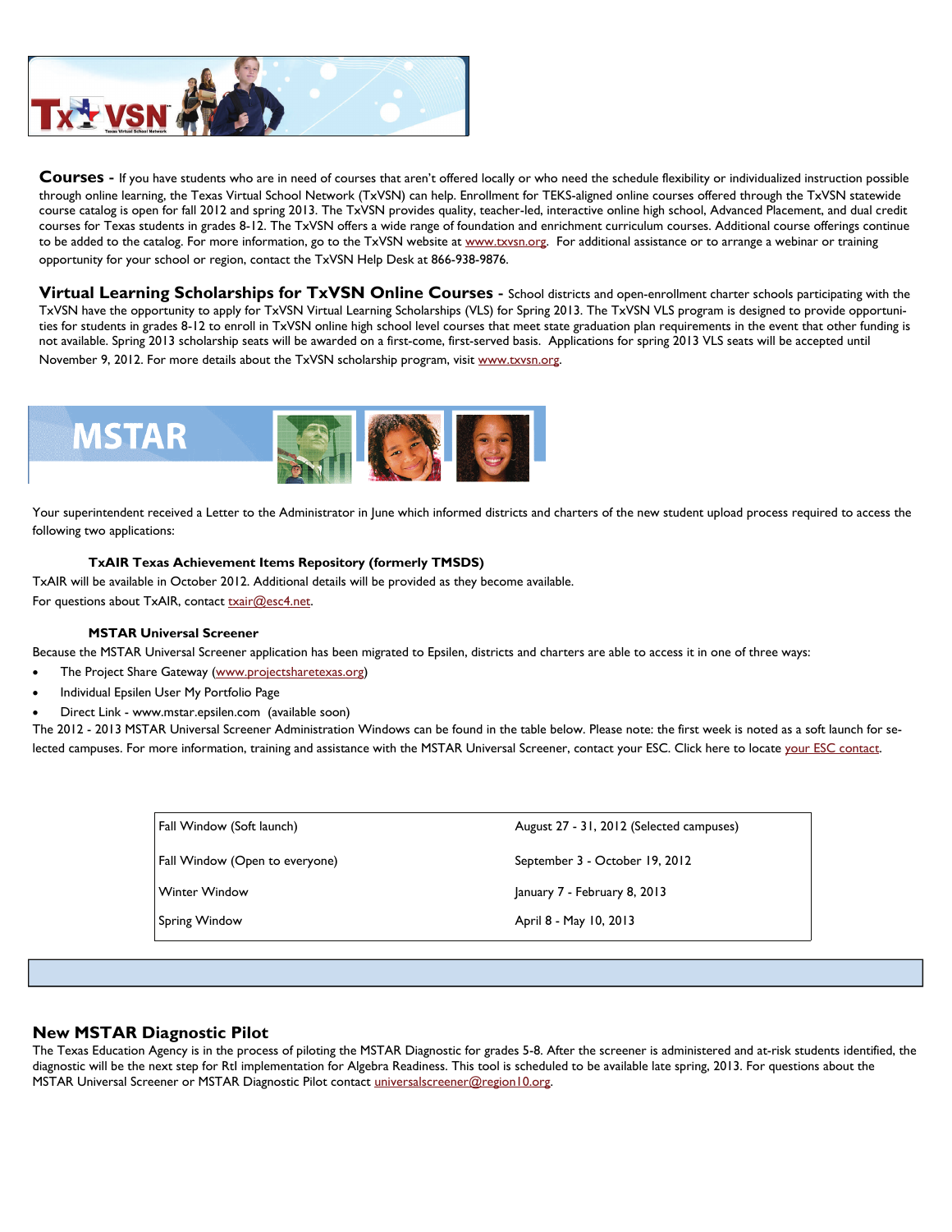**Courses -** If you have students who are in need of courses that aren't offered locally or who need the schedule flexibility or individualized instruction possible through online learning, the Texas Virtual School Network (TxVSN) can help. Enrollment for TEKS-aligned online courses offered through the TxVSN statewide course catalog is open for fall 2012 and spring 2013. The TxVSN provides quality, teacher-led, interactive online high school, Advanced Placement, and dual credit courses for Texas students in grades 8-12. The TxVSN offers a wide range of foundation and enrichment curriculum courses. Additional course offerings continue to be added to the catalog. For more information, go to the TxVSN website at www.txvsn.org. For additional assistance or to arrange a webinar or training opportunity for your school or region, contact the TxVSN Help Desk at 866-938-9876.

**Virtual Learning Scholarships for TxVSN Online Courses -** School districts and open-enrollment charter schools participating with the TxVSN have the opportunity to apply for TxVSN Virtual Learning Scholarships (VLS) for Spring 2013. The TxVSN VLS program is designed to provide opportunities for students in grades 8-12 to enroll in TxVSN online high school level courses that meet state graduation plan requirements in the event that other funding is not available. Spring 2013 scholarship seats will be awarded on a first-come, first-served basis. Applications for spring 2013 VLS seats will be accepted until November 9, 2012. For more details about the TxVSN scholarship program, visit www.txvsn.org.

# MSTAR

Your superintendent received a Letter to the Administrator in June which informed districts and charters of the new student upload process required to access the following two applications:

### TxAIR Texas Achievement Items Repository (formerly TMSDS)

TxAIR will be available in October 2012. Additional details will be provided as they become available.

For questions about TxAIR, contact txair@esc4.net.

### MSTAR Universal Screener

Because the MSTAR Universal Screener application has been migrated to Epsilen, districts and charters are able to access it in one of three ways:

- The Project Share Gateway (www.projectsharetexas.org)
- Individual Epsilen User My Portfolio Page
- Direct Link - www.mstar.epsilen.com (available soon)

The 2012 - 2013 MSTAR Universal Screener Administration Windows can be found in the table below. Please note: the first week is noted as a soft launch for selected campuses. For more information, training and assistance with the MSTAR Universal Screener, contact your ESC. Click here to locate your ESC contact.

| | |
|---|---|
| Fall Window (Soft launch) | August 27 - 31, 2012 (Selected campuses) |
| Fall Window (Open to everyone) | September 3 - October 19, 2012 |
| Winter Window | January 7 - February 8, 2013 |
| Spring Window | April 8 - May 10, 2013 |

## New MSTAR Diagnostic Pilot

The Texas Education Agency is in the process of piloting the MSTAR Diagnostic for grades 5-8. After the screener is administered and at-risk students identified, the diagnostic will be the next step for RtI implementation for Algebra Readiness. This tool is scheduled to be available late spring, 2013. For questions about the MSTAR Universal Screener or MSTAR Diagnostic Pilot contact universalscreener@region10.org.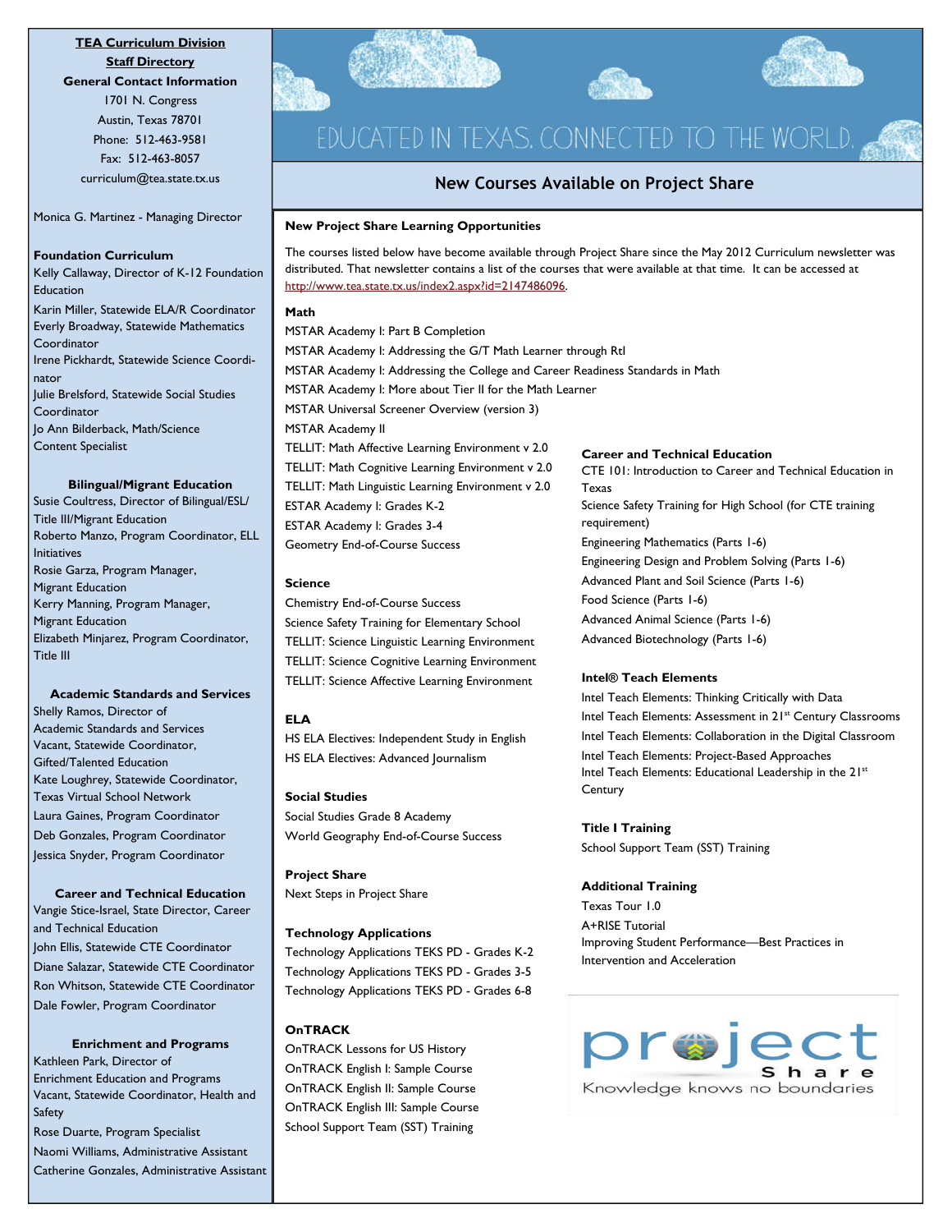**TEA Curriculum Division**

**Staff Directory**

**General Contact Information**

1701 N. Congress
Austin, Texas 78701
Phone: 512-463-9581
Fax: 512-463-8057
curriculum@tea.state.tx.us

Monica G. Martinez - Managing Director

**Foundation Curriculum**

Kelly Callaway, Director of K-12 Foundation Education
Karin Miller, Statewide ELA/R Coordinator
Everly Broadway, Statewide Mathematics Coordinator
Irene Pickhardt, Statewide Science Coordinator
Julie Brelsford, Statewide Social Studies Coordinator
Jo Ann Bilderback, Math/Science Content Specialist

**Bilingual/Migrant Education**

Susie Coultress, Director of Bilingual/ESL/ Title III/Migrant Education
Roberto Manzo, Program Coordinator, ELL Initiatives
Rosie Garza, Program Manager, Migrant Education
Kerry Manning, Program Manager, Migrant Education
Elizabeth Minjarez, Program Coordinator, Title III

**Academic Standards and Services**

Shelly Ramos, Director of Academic Standards and Services
Vacant, Statewide Coordinator, Gifted/Talented Education
Kate Loughrey, Statewide Coordinator, Texas Virtual School Network
Laura Gaines, Program Coordinator
Deb Gonzales, Program Coordinator
Jessica Snyder, Program Coordinator

**Career and Technical Education**

Vangie Stice-Israel, State Director, Career and Technical Education
John Ellis, Statewide CTE Coordinator
Diane Salazar, Statewide CTE Coordinator
Ron Whitson, Statewide CTE Coordinator
Dale Fowler, Program Coordinator

**Enrichment and Programs**

Kathleen Park, Director of Enrichment Education and Programs
Vacant, Statewide Coordinator, Health and Safety
Rose Duarte, Program Specialist
Naomi Williams, Administrative Assistant
Catherine Gonzales, Administrative Assistant

EDUCATED IN TEXAS. CONNECTED TO THE WORLD.

## New Courses Available on Project Share

### New Project Share Learning Opportunities

The courses listed below have become available through Project Share since the May 2012 Curriculum newsletter was distributed. That newsletter contains a list of the courses that were available at that time. It can be accessed at http://www.tea.state.tx.us/index2.aspx?id=2147486096.

**Math**

MSTAR Academy I: Part B Completion
MSTAR Academy I: Addressing the G/T Math Learner through RtI
MSTAR Academy I: Addressing the College and Career Readiness Standards in Math
MSTAR Academy I: More about Tier II for the Math Learner
MSTAR Universal Screener Overview (version 3)
MSTAR Academy II
TELLIT: Math Affective Learning Environment v 2.0
TELLIT: Math Cognitive Learning Environment v 2.0
TELLIT: Math Linguistic Learning Environment v 2.0
ESTAR Academy I: Grades K-2
ESTAR Academy I: Grades 3-4
Geometry End-of-Course Success

**Science**

Chemistry End-of-Course Success
Science Safety Training for Elementary School
TELLIT: Science Linguistic Learning Environment
TELLIT: Science Cognitive Learning Environment
TELLIT: Science Affective Learning Environment

**ELA**

HS ELA Electives: Independent Study in English
HS ELA Electives: Advanced Journalism

**Social Studies**

Social Studies Grade 8 Academy
World Geography End-of-Course Success

**Project Share**

Next Steps in Project Share

**Technology Applications**

Technology Applications TEKS PD - Grades K-2
Technology Applications TEKS PD - Grades 3-5
Technology Applications TEKS PD - Grades 6-8

**OnTRACK**

OnTRACK Lessons for US History
OnTRACK English I: Sample Course
OnTRACK English II: Sample Course
OnTRACK English III: Sample Course
School Support Team (SST) Training

**Career and Technical Education**

CTE 101: Introduction to Career and Technical Education in Texas
Science Safety Training for High School (for CTE training requirement)
Engineering Mathematics (Parts 1-6)
Engineering Design and Problem Solving (Parts 1-6)
Advanced Plant and Soil Science (Parts 1-6)
Food Science (Parts 1-6)
Advanced Animal Science (Parts 1-6)
Advanced Biotechnology (Parts 1-6)

**Intel® Teach Elements**

Intel Teach Elements: Thinking Critically with Data
Intel Teach Elements: Assessment in 21st Century Classrooms
Intel Teach Elements: Collaboration in the Digital Classroom
Intel Teach Elements: Project-Based Approaches
Intel Teach Elements: Educational Leadership in the 21st Century

**Title I Training**

School Support Team (SST) Training

**Additional Training**

Texas Tour 1.0
A+RISE Tutorial
Improving Student Performance—Best Practices in Intervention and Acceleration

project Share
Knowledge knows no boundaries